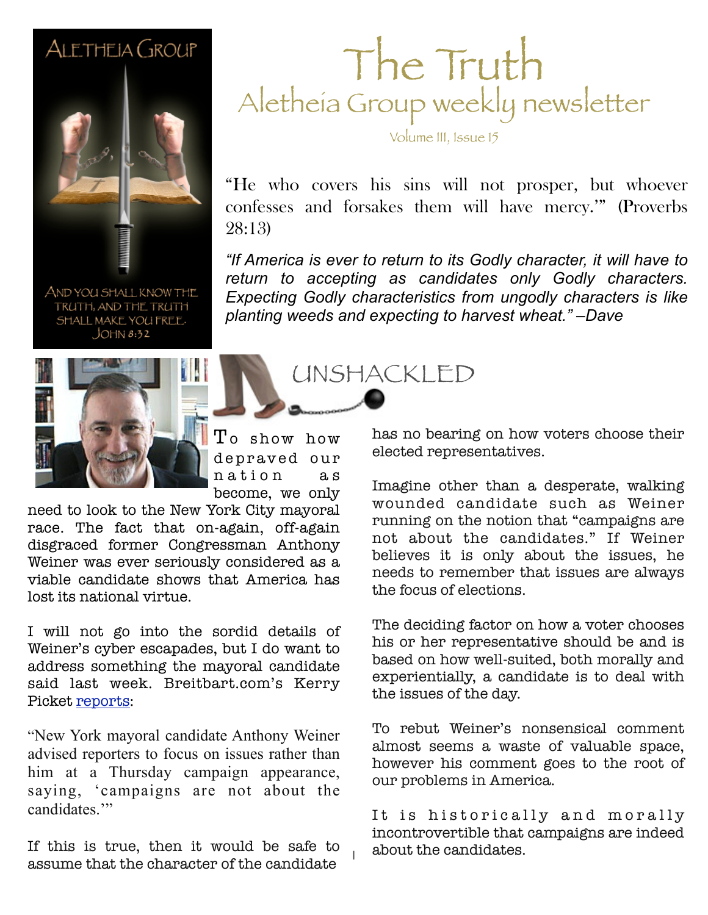# The Truth

## Aletheia Group weekly newsletter

Volume III, Issue 15

Aletheia Group

And you shall know the truth, and the truth shall make you free. John 8:32

"He who covers his sins will not prosper, but whoever confesses and forsakes them will have mercy.'" (Proverbs 28:13)

*"If America is ever to return to its Godly character, it will have to return to accepting as candidates only Godly characters. Expecting Godly characteristics from ungodly characters is like planting weeds and expecting to harvest wheat." –Dave*

## UNSHACKLED

To show how depraved our nation as become, we only need to look to the New York City mayoral race. The fact that on-again, off-again disgraced former Congressman Anthony Weiner was ever seriously considered as a viable candidate shows that America has lost its national virtue.

I will not go into the sordid details of Weiner's cyber escapades, but I do want to address something the mayoral candidate said last week. Breitbart.com's Kerry Picket reports:

"New York mayoral candidate Anthony Weiner advised reporters to focus on issues rather than him at a Thursday campaign appearance, saying, 'campaigns are not about the candidates.'"

If this is true, then it would be safe to assume that the character of the candidate has no bearing on how voters choose their elected representatives.

Imagine other than a desperate, walking wounded candidate such as Weiner running on the notion that "campaigns are not about the candidates." If Weiner believes it is only about the issues, he needs to remember that issues are always the focus of elections.

The deciding factor on how a voter chooses his or her representative should be and is based on how well-suited, both morally and experientially, a candidate is to deal with the issues of the day.

To rebut Weiner's nonsensical comment almost seems a waste of valuable space, however his comment goes to the root of our problems in America.

It is historically and morally incontrovertible that campaigns are indeed about the candidates.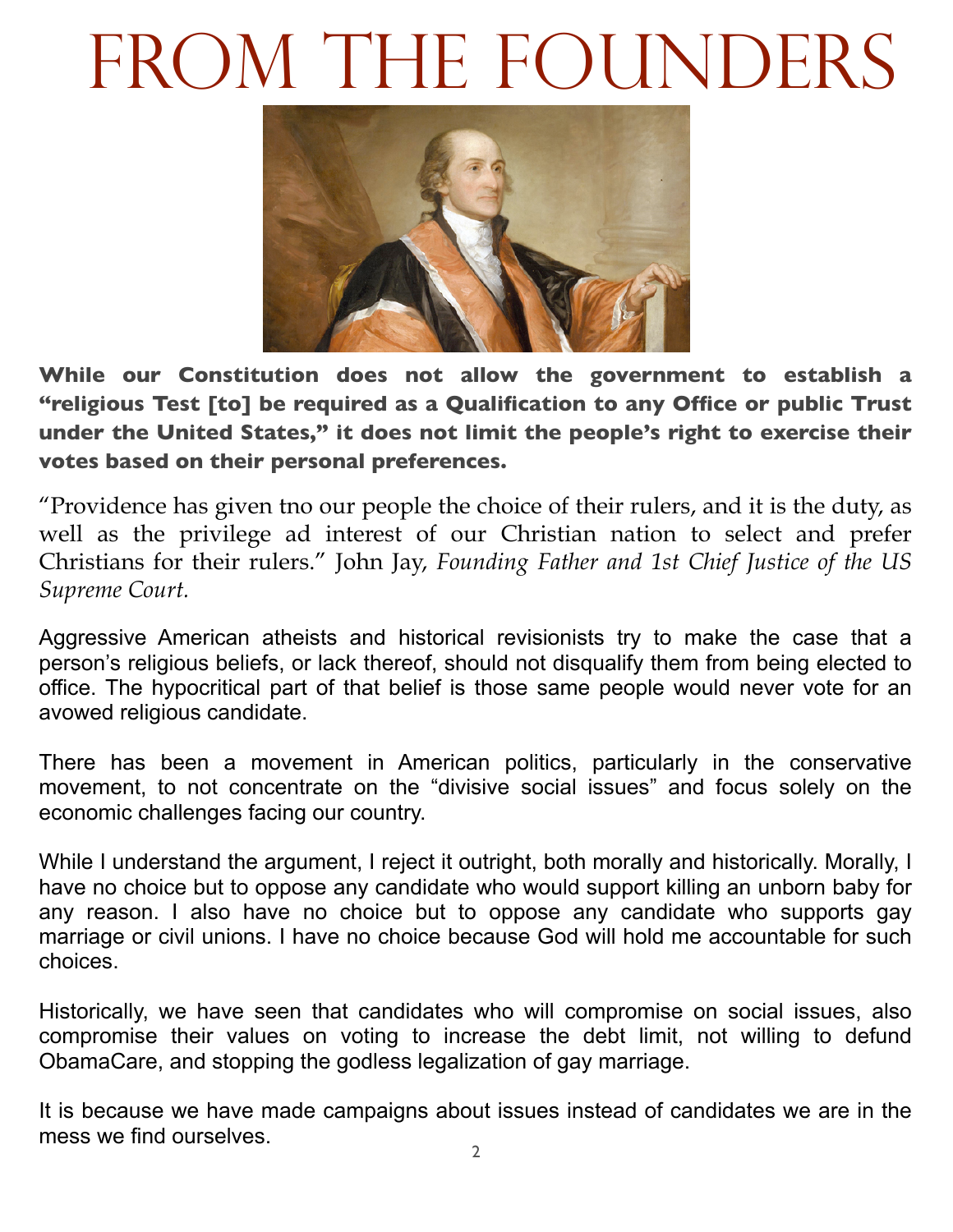# From the Founders

**While our Constitution does not allow the government to establish a "religious Test [to] be required as a Qualification to any Office or public Trust under the United States," it does not limit the people's right to exercise their votes based on their personal preferences.**

"Providence has given tno our people the choice of their rulers, and it is the duty, as well as the privilege ad interest of our Christian nation to select and prefer Christians for their rulers." John Jay, *Founding Father and 1st Chief Justice of the US Supreme Court.*

Aggressive American atheists and historical revisionists try to make the case that a person's religious beliefs, or lack thereof, should not disqualify them from being elected to office. The hypocritical part of that belief is those same people would never vote for an avowed religious candidate.

There has been a movement in American politics, particularly in the conservative movement, to not concentrate on the "divisive social issues" and focus solely on the economic challenges facing our country.

While I understand the argument, I reject it outright, both morally and historically. Morally, I have no choice but to oppose any candidate who would support killing an unborn baby for any reason. I also have no choice but to oppose any candidate who supports gay marriage or civil unions. I have no choice because God will hold me accountable for such choices.

Historically, we have seen that candidates who will compromise on social issues, also compromise their values on voting to increase the debt limit, not willing to defund ObamaCare, and stopping the godless legalization of gay marriage.

It is because we have made campaigns about issues instead of candidates we are in the mess we find ourselves.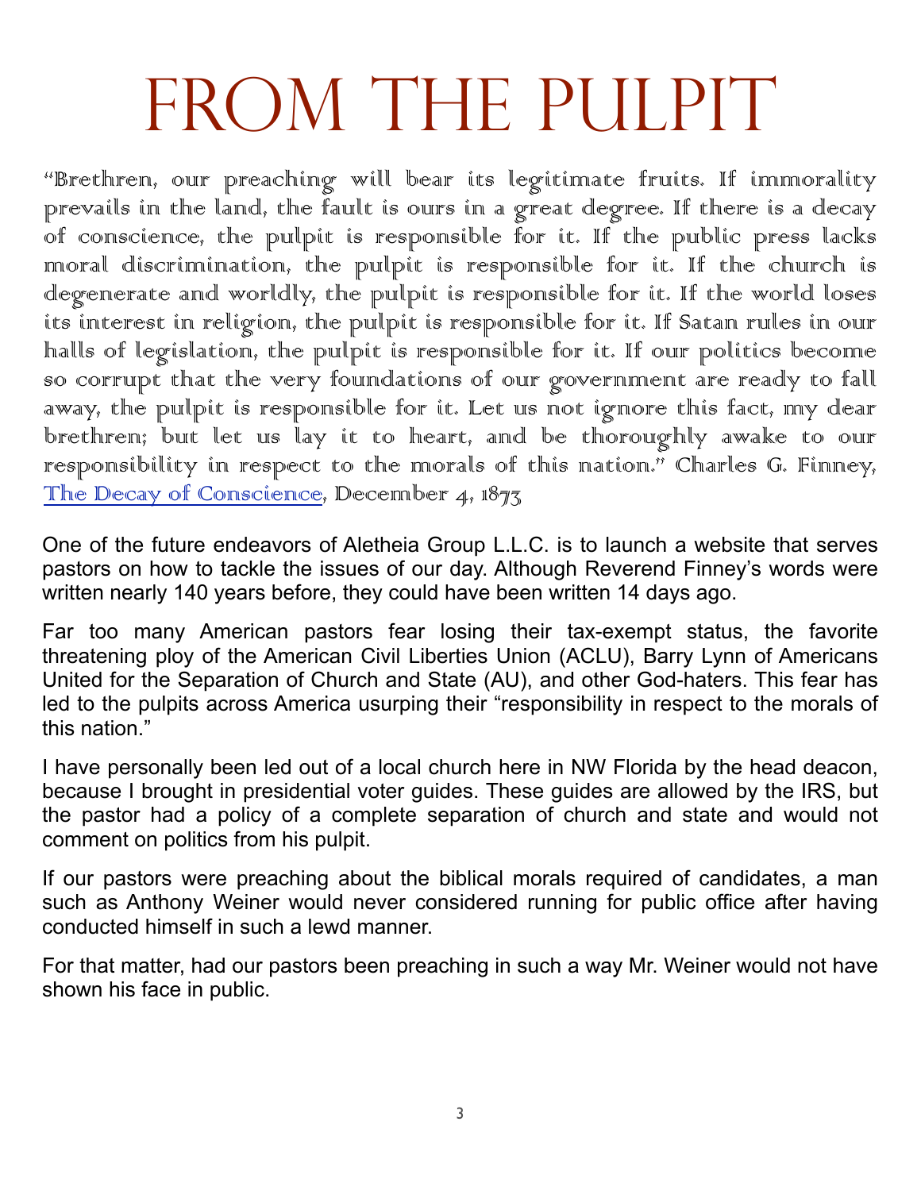# From the Pulpit

"Brethren, our preaching will bear its legitimate fruits. If immorality prevails in the land, the fault is ours in a great degree. If there is a decay of conscience, the pulpit is responsible for it. If the public press lacks moral discrimination, the pulpit is responsible for it. If the church is degenerate and worldly, the pulpit is responsible for it. If the world loses its interest in religion, the pulpit is responsible for it. If Satan rules in our halls of legislation, the pulpit is responsible for it. If our politics become so corrupt that the very foundations of our government are ready to fall away, the pulpit is responsible for it. Let us not ignore this fact, my dear brethren; but let us lay it to heart, and be thoroughly awake to our responsibility in respect to the morals of this nation." Charles G. Finney, The Decay of Conscience, December 4, 1873

One of the future endeavors of Aletheia Group L.L.C. is to launch a website that serves pastors on how to tackle the issues of our day. Although Reverend Finney's words were written nearly 140 years before, they could have been written 14 days ago.

Far too many American pastors fear losing their tax-exempt status, the favorite threatening ploy of the American Civil Liberties Union (ACLU), Barry Lynn of Americans United for the Separation of Church and State (AU), and other God-haters. This fear has led to the pulpits across America usurping their "responsibility in respect to the morals of this nation."

I have personally been led out of a local church here in NW Florida by the head deacon, because I brought in presidential voter guides. These guides are allowed by the IRS, but the pastor had a policy of a complete separation of church and state and would not comment on politics from his pulpit.

If our pastors were preaching about the biblical morals required of candidates, a man such as Anthony Weiner would never considered running for public office after having conducted himself in such a lewd manner.

For that matter, had our pastors been preaching in such a way Mr. Weiner would not have shown his face in public.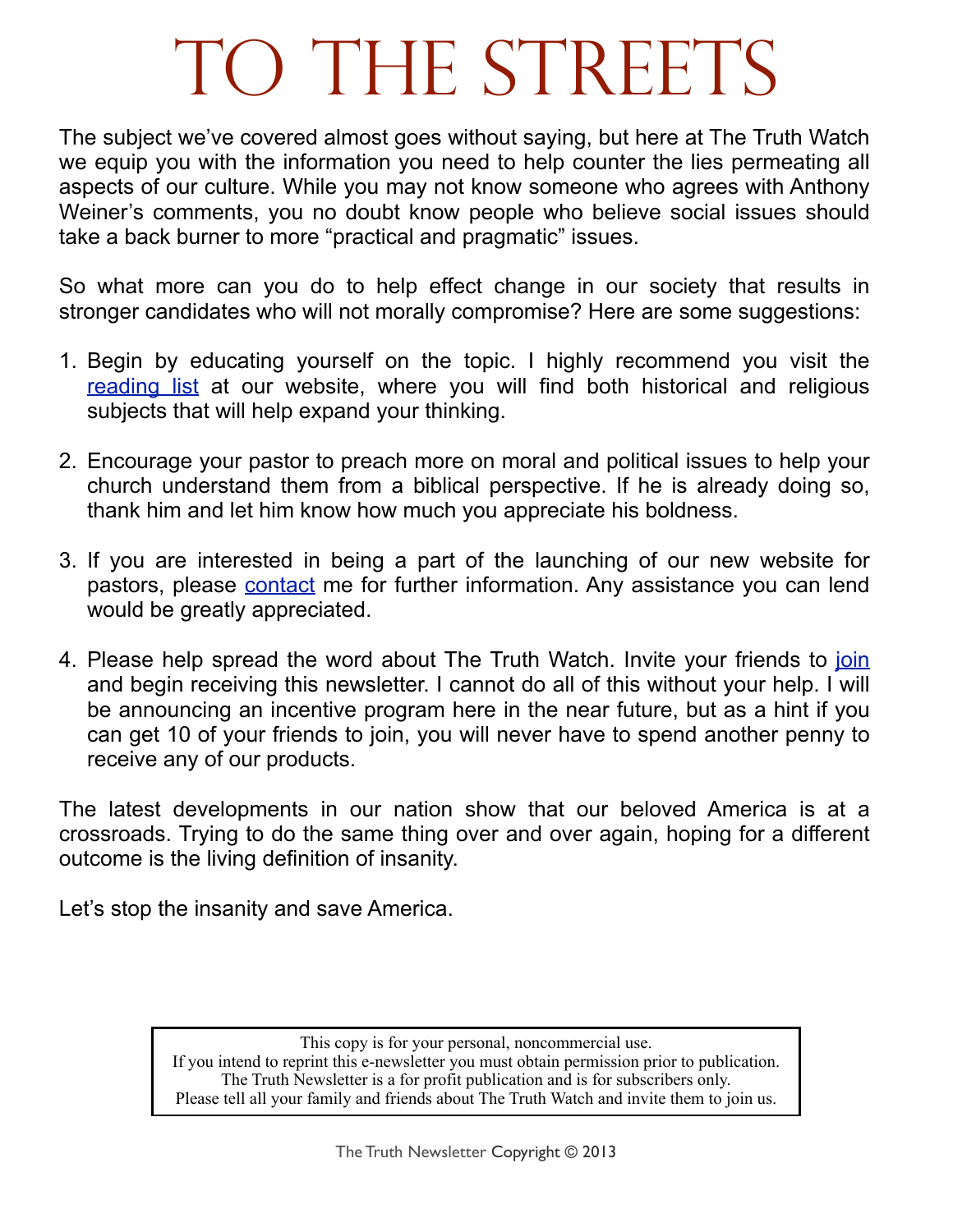# To The Streets

The subject we've covered almost goes without saying, but here at The Truth Watch we equip you with the information you need to help counter the lies permeating all aspects of our culture. While you may not know someone who agrees with Anthony Weiner's comments, you no doubt know people who believe social issues should take a back burner to more "practical and pragmatic" issues.

So what more can you do to help effect change in our society that results in stronger candidates who will not morally compromise? Here are some suggestions:

1. Begin by educating yourself on the topic. I highly recommend you visit the reading list at our website, where you will find both historical and religious subjects that will help expand your thinking.

2. Encourage your pastor to preach more on moral and political issues to help your church understand them from a biblical perspective. If he is already doing so, thank him and let him know how much you appreciate his boldness.

3. If you are interested in being a part of the launching of our new website for pastors, please contact me for further information. Any assistance you can lend would be greatly appreciated.

4. Please help spread the word about The Truth Watch. Invite your friends to join and begin receiving this newsletter. I cannot do all of this without your help. I will be announcing an incentive program here in the near future, but as a hint if you can get 10 of your friends to join, you will never have to spend another penny to receive any of our products.

The latest developments in our nation show that our beloved America is at a crossroads. Trying to do the same thing over and over again, hoping for a different outcome is the living definition of insanity.

Let's stop the insanity and save America.

This copy is for your personal, noncommercial use.
If you intend to reprint this e-newsletter you must obtain permission prior to publication.
The Truth Newsletter is a for profit publication and is for subscribers only.
Please tell all your family and friends about The Truth Watch and invite them to join us.

The Truth Newsletter Copyright © 2013